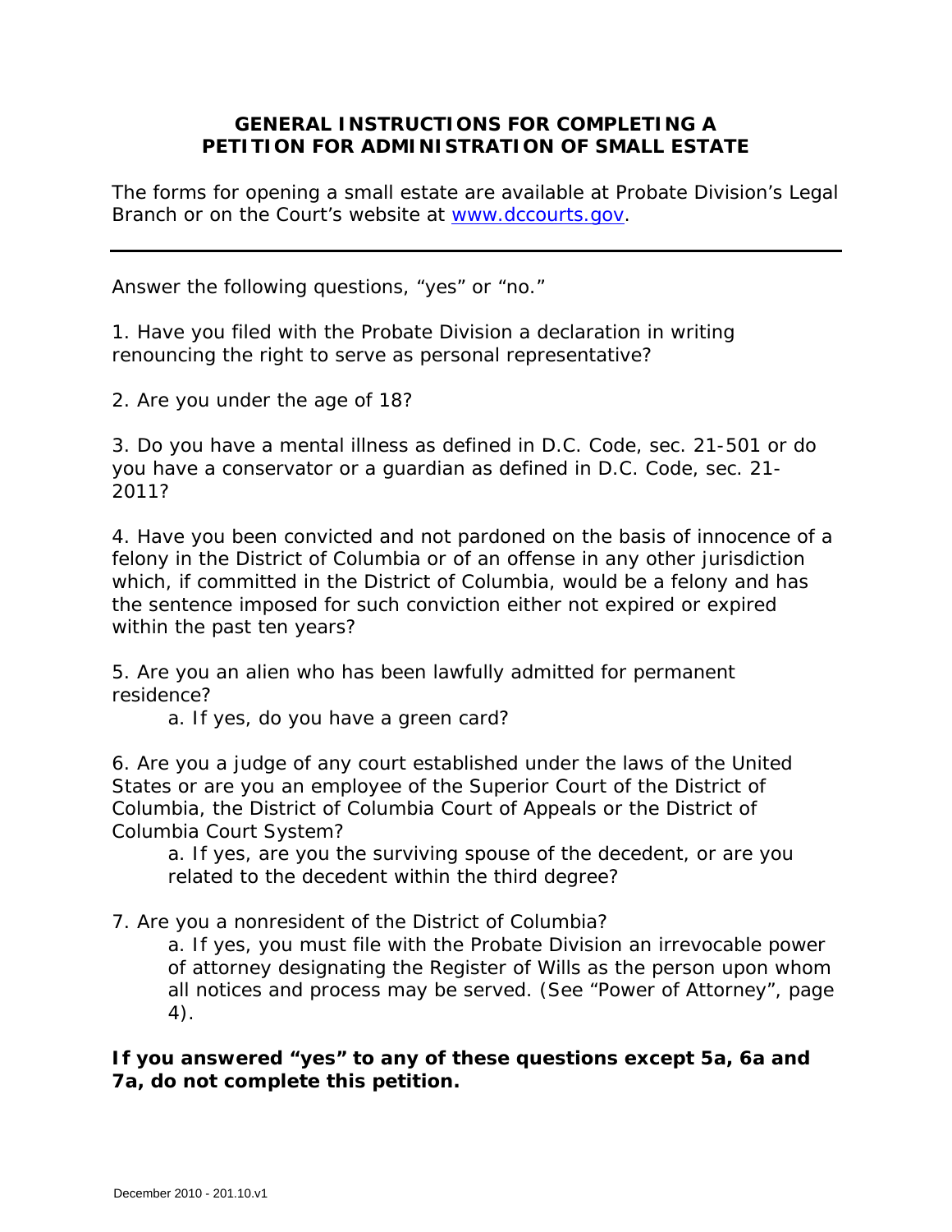# GENERAL INSTRUCTIONS FOR COMPLETING A PETITION FOR ADMINISTRATION OF SMALL ESTATE

The forms for opening a small estate are available at Probate Division's Legal Branch or on the Court's website at [www.dccourts.gov](http://www.dccourts.gov).

---

Answer the following questions, "yes" or "no."

1. Have you filed with the Probate Division a declaration in writing renouncing the right to serve as personal representative?

2. Are you under the age of 18?

3. Do you have a mental illness as defined in D.C. Code, sec. 21-501 or do you have a conservator or a guardian as defined in D.C. Code, sec. 21-2011?

4. Have you been convicted and not pardoned on the basis of innocence of a felony in the District of Columbia or of an offense in any other jurisdiction which, if committed in the District of Columbia, would be a felony and has the sentence imposed for such conviction either not expired or expired within the past ten years?

5. Are you an alien who has been lawfully admitted for permanent residence?
   a. If yes, do you have a green card?

6. Are you a judge of any court established under the laws of the United States or are you an employee of the Superior Court of the District of Columbia, the District of Columbia Court of Appeals or the District of Columbia Court System?
   a. If yes, are you the surviving spouse of the decedent, or are you related to the decedent within the third degree?

7. Are you a nonresident of the District of Columbia?
   a. If yes, you must file with the Probate Division an irrevocable power of attorney designating the Register of Wills as the person upon whom all notices and process may be served. (See "Power of Attorney", page 4).

**If you answered "yes" to any of these questions except 5a, 6a and 7a, do not complete this petition.**

December 2010 - 201.10.v1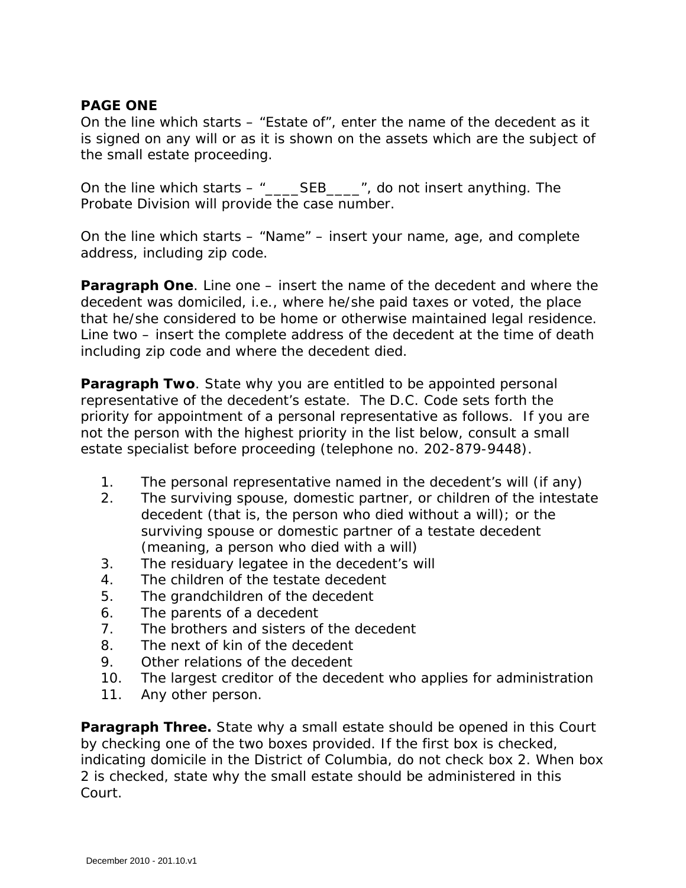**PAGE ONE**

On the line which starts – "Estate of", enter the name of the decedent as it is signed on any will or as it is shown on the assets which are the subject of the small estate proceeding.

On the line which starts – "____SEB____", do not insert anything. The Probate Division will provide the case number.

On the line which starts – "Name" – insert your name, age, and complete address, including zip code.

**Paragraph One**. Line one – insert the name of the decedent and where the decedent was domiciled, i.e., where he/she paid taxes or voted, the place that he/she considered to be home or otherwise maintained legal residence. Line two – insert the complete address of the decedent at the time of death including zip code and where the decedent died.

**Paragraph Two**. State why you are entitled to be appointed personal representative of the decedent's estate. The D.C. Code sets forth the priority for appointment of a personal representative as follows. If you are not the person with the highest priority in the list below, consult a small estate specialist before proceeding (telephone no. 202-879-9448).

1. The personal representative named in the decedent's will (if any)
2. The surviving spouse, domestic partner, or children of the intestate decedent (that is, the person who died without a will); or the surviving spouse or domestic partner of a testate decedent (meaning, a person who died with a will)
3. The residuary legatee in the decedent's will
4. The children of the testate decedent
5. The grandchildren of the decedent
6. The parents of a decedent
7. The brothers and sisters of the decedent
8. The next of kin of the decedent
9. Other relations of the decedent
10. The largest creditor of the decedent who applies for administration
11. Any other person.

**Paragraph Three.** State why a small estate should be opened in this Court by checking one of the two boxes provided. If the first box is checked, indicating domicile in the District of Columbia, do not check box 2. When box 2 is checked, state why the small estate should be administered in this Court.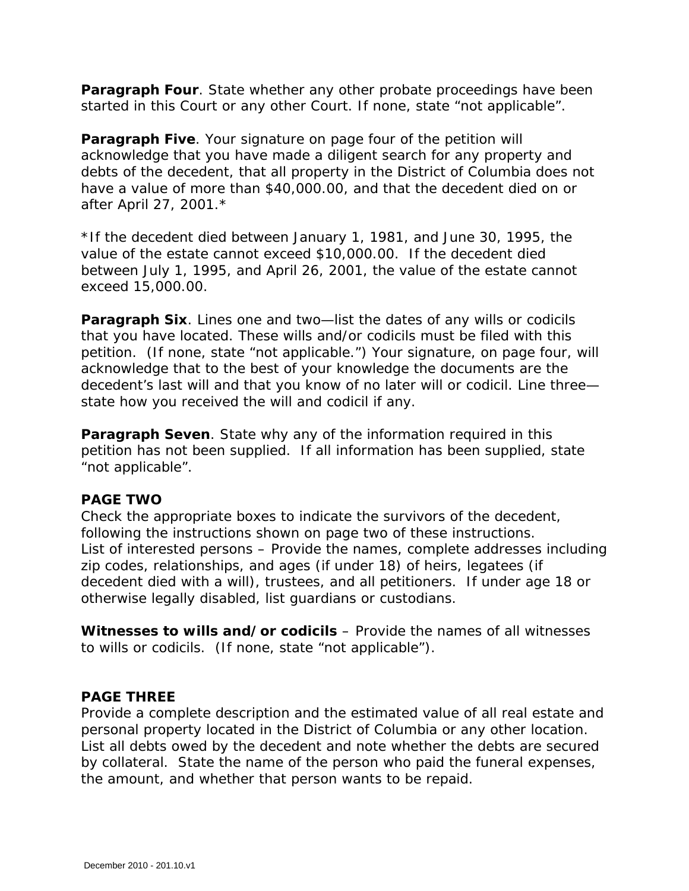**Paragraph Four**. State whether any other probate proceedings have been started in this Court or any other Court. If none, state "not applicable".

**Paragraph Five**. Your signature on page four of the petition will acknowledge that you have made a diligent search for any property and debts of the decedent, that all property in the District of Columbia does not have a value of more than $40,000.00, and that the decedent died on or after April 27, 2001.*

*If the decedent died between January 1, 1981, and June 30, 1995, the value of the estate cannot exceed $10,000.00. If the decedent died between July 1, 1995, and April 26, 2001, the value of the estate cannot exceed 15,000.00.

**Paragraph Six**. Lines one and two—list the dates of any wills or codicils that you have located. These wills and/or codicils must be filed with this petition. (If none, state "not applicable.") Your signature, on page four, will acknowledge that to the best of your knowledge the documents are the decedent's last will and that you know of no later will or codicil. Line three—state how you received the will and codicil if any.

**Paragraph Seven**. State why any of the information required in this petition has not been supplied. If all information has been supplied, state "not applicable".

**PAGE TWO**

Check the appropriate boxes to indicate the survivors of the decedent, following the instructions shown on page two of these instructions.
List of interested persons – Provide the names, complete addresses including zip codes, relationships, and ages (if under 18) of heirs, legatees (if decedent died with a will), trustees, and all petitioners. If under age 18 or otherwise legally disabled, list guardians or custodians.

**Witnesses to wills and/or codicils** – Provide the names of all witnesses to wills or codicils. (If none, state "not applicable").

**PAGE THREE**

Provide a complete description and the estimated value of all real estate and personal property located in the District of Columbia or any other location. List all debts owed by the decedent and note whether the debts are secured by collateral. State the name of the person who paid the funeral expenses, the amount, and whether that person wants to be repaid.

December 2010 - 201.10.v1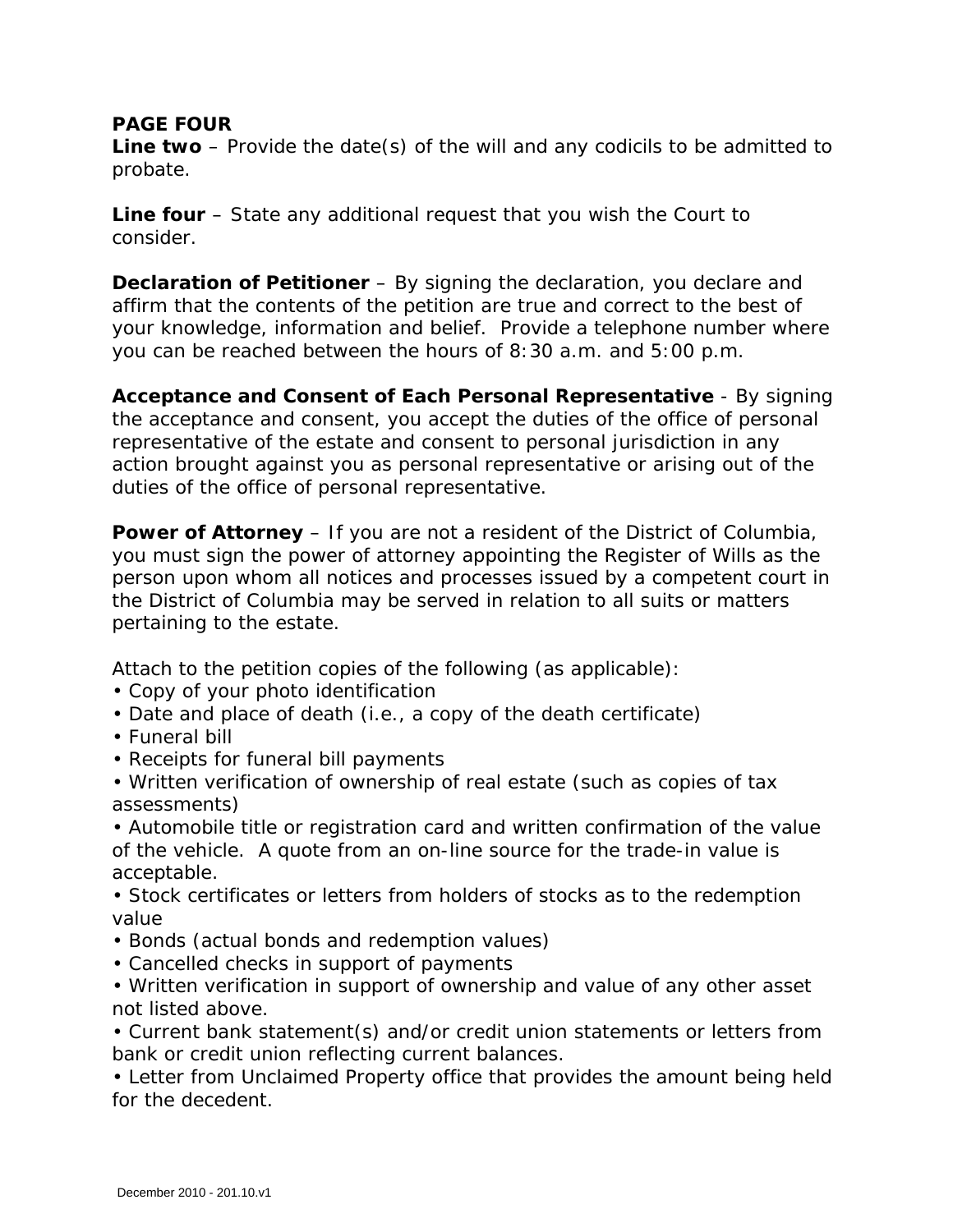**PAGE FOUR**

**Line two** – Provide the date(s) of the will and any codicils to be admitted to probate.

**Line four** – State any additional request that you wish the Court to consider.

**Declaration of Petitioner** – By signing the declaration, you declare and affirm that the contents of the petition are true and correct to the best of your knowledge, information and belief. Provide a telephone number where you can be reached between the hours of 8:30 a.m. and 5:00 p.m.

**Acceptance and Consent of Each Personal Representative** - By signing the acceptance and consent, you accept the duties of the office of personal representative of the estate and consent to personal jurisdiction in any action brought against you as personal representative or arising out of the duties of the office of personal representative.

**Power of Attorney** – If you are not a resident of the District of Columbia, you must sign the power of attorney appointing the Register of Wills as the person upon whom all notices and processes issued by a competent court in the District of Columbia may be served in relation to all suits or matters pertaining to the estate.

Attach to the petition copies of the following (as applicable):

- Copy of your photo identification
- Date and place of death (i.e., a copy of the death certificate)
- Funeral bill
- Receipts for funeral bill payments
- Written verification of ownership of real estate (such as copies of tax assessments)
- Automobile title or registration card and written confirmation of the value of the vehicle. A quote from an on-line source for the trade-in value is acceptable.
- Stock certificates or letters from holders of stocks as to the redemption value
- Bonds (actual bonds and redemption values)
- Cancelled checks in support of payments
- Written verification in support of ownership and value of any other asset not listed above.
- Current bank statement(s) and/or credit union statements or letters from bank or credit union reflecting current balances.
- Letter from Unclaimed Property office that provides the amount being held for the decedent.

December 2010 - 201.10.v1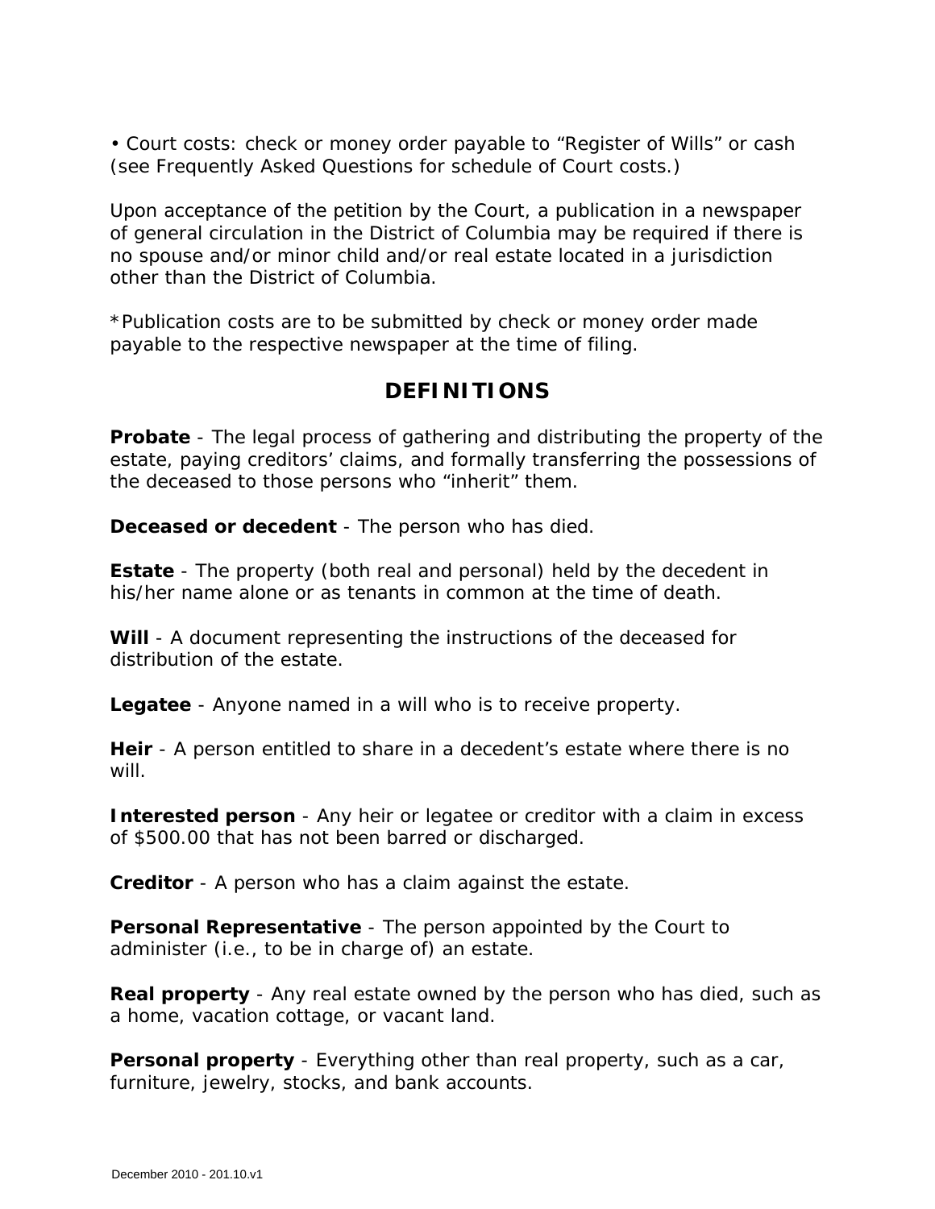• Court costs: check or money order payable to “Register of Wills” or cash (see Frequently Asked Questions for schedule of Court costs.)

Upon acceptance of the petition by the Court, a publication in a newspaper of general circulation in the District of Columbia may be required if there is no spouse and/or minor child and/or real estate located in a jurisdiction other than the District of Columbia.

*Publication costs are to be submitted by check or money order made payable to the respective newspaper at the time of filing.

## DEFINITIONS

**Probate** - The legal process of gathering and distributing the property of the estate, paying creditors’ claims, and formally transferring the possessions of the deceased to those persons who “inherit” them.

**Deceased or decedent** - The person who has died.

**Estate** - The property (both real and personal) held by the decedent in his/her name alone or as tenants in common at the time of death.

**Will** - A document representing the instructions of the deceased for distribution of the estate.

**Legatee** - Anyone named in a will who is to receive property.

**Heir** - A person entitled to share in a decedent’s estate where there is no will.

**Interested person** - Any heir or legatee or creditor with a claim in excess of $500.00 that has not been barred or discharged.

**Creditor** - A person who has a claim against the estate.

**Personal Representative** - The person appointed by the Court to administer (i.e., to be in charge of) an estate.

**Real property** - Any real estate owned by the person who has died, such as a home, vacation cottage, or vacant land.

**Personal property** - Everything other than real property, such as a car, furniture, jewelry, stocks, and bank accounts.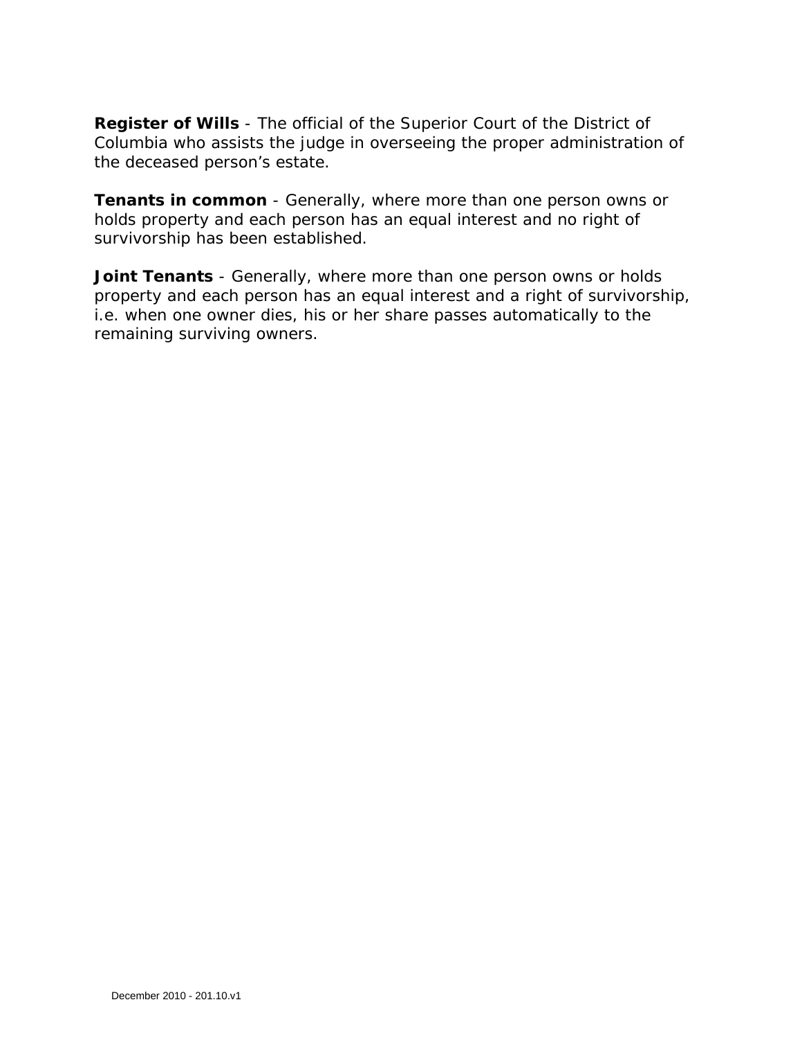**Register of Wills** - The official of the Superior Court of the District of Columbia who assists the judge in overseeing the proper administration of the deceased person's estate.

**Tenants in common** - Generally, where more than one person owns or holds property and each person has an equal interest and no right of survivorship has been established.

**Joint Tenants** - Generally, where more than one person owns or holds property and each person has an equal interest and a right of survivorship, i.e. when one owner dies, his or her share passes automatically to the remaining surviving owners.